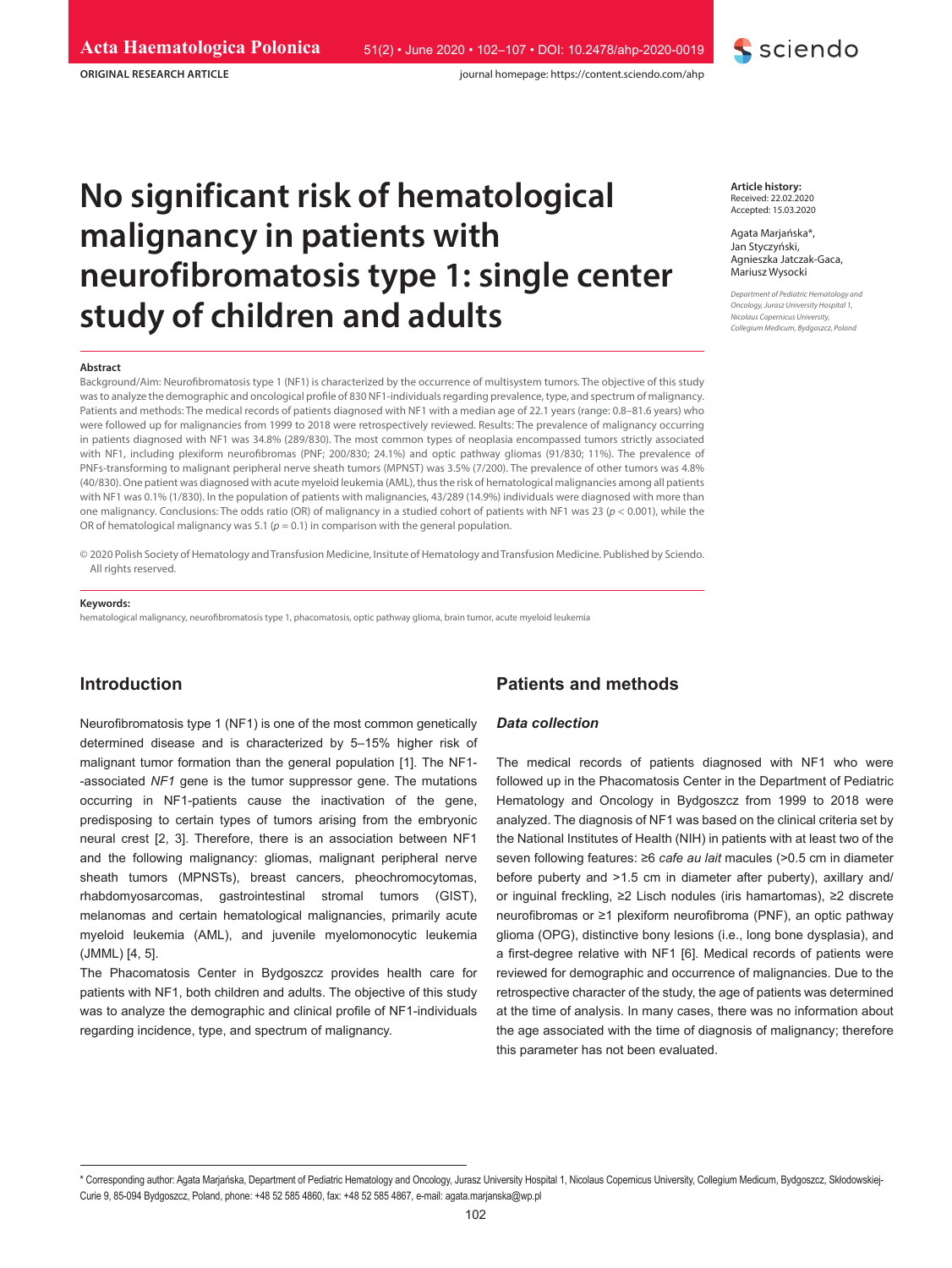ORIGINAL RESEARCH ARTICLE

# No significant risk of hematological malignancy in patients with neurofibromatosis type 1: single center study of children and adults

**Article history:**
Received: 22.02.2020
Accepted: 15.03.2020

Agata Marjańska*, Jan Styczyński, Agnieszka Jatczak-Gaca, Mariusz Wysocki

*Department of Pediatric Hematology and Oncology, Jurasz University Hospital 1, Nicolaus Copernicus University, Collegium Medicum, Bydgoszcz, Poland*

**Abstract**

Background/Aim: Neurofibromatosis type 1 (NF1) is characterized by the occurrence of multisystem tumors. The objective of this study was to analyze the demographic and oncological profile of 830 NF1-individuals regarding prevalence, type, and spectrum of malignancy. Patients and methods: The medical records of patients diagnosed with NF1 with a median age of 22.1 years (range: 0.8–81.6 years) who were followed up for malignancies from 1999 to 2018 were retrospectively reviewed. Results: The prevalence of malignancy occurring in patients diagnosed with NF1 was 34.8% (289/830). The most common types of neoplasia encompassed tumors strictly associated with NF1, including plexiform neurofibromas (PNF; 200/830; 24.1%) and optic pathway gliomas (91/830; 11%). The prevalence of PNFs-transforming to malignant peripheral nerve sheath tumors (MPNST) was 3.5% (7/200). The prevalence of other tumors was 4.8% (40/830). One patient was diagnosed with acute myeloid leukemia (AML), thus the risk of hematological malignancies among all patients with NF1 was 0.1% (1/830). In the population of patients with malignancies, 43/289 (14.9%) individuals were diagnosed with more than one malignancy. Conclusions: The odds ratio (OR) of malignancy in a studied cohort of patients with NF1 was 23 ($p < 0.001$), while the OR of hematological malignancy was 5.1 ($p = 0.1$) in comparison with the general population.

© 2020 Polish Society of Hematology and Transfusion Medicine, Insitute of Hematology and Transfusion Medicine. Published by Sciendo. All rights reserved.

**Keywords:**
hematological malignancy, neurofibromatosis type 1, phacomatosis, optic pathway glioma, brain tumor, acute myeloid leukemia

## Introduction

Neurofibromatosis type 1 (NF1) is one of the most common genetically determined disease and is characterized by 5–15% higher risk of malignant tumor formation than the general population [1]. The NF1-associated *NF1* gene is the tumor suppressor gene. The mutations occurring in NF1-patients cause the inactivation of the gene, predisposing to certain types of tumors arising from the embryonic neural crest [2, 3]. Therefore, there is an association between NF1 and the following malignancy: gliomas, malignant peripheral nerve sheath tumors (MPNSTs), breast cancers, pheochromocytomas, rhabdomyosarcomas, gastrointestinal stromal tumors (GIST), melanomas and certain hematological malignancies, primarily acute myeloid leukemia (AML), and juvenile myelomonocytic leukemia (JMML) [4, 5].

The Phacomatosis Center in Bydgoszcz provides health care for patients with NF1, both children and adults. The objective of this study was to analyze the demographic and clinical profile of NF1-individuals regarding incidence, type, and spectrum of malignancy.

## Patients and methods

### *Data collection*

The medical records of patients diagnosed with NF1 who were followed up in the Phacomatosis Center in the Department of Pediatric Hematology and Oncology in Bydgoszcz from 1999 to 2018 were analyzed. The diagnosis of NF1 was based on the clinical criteria set by the National Institutes of Health (NIH) in patients with at least two of the seven following features: ≥6 *cafe au lait* macules (>0.5 cm in diameter before puberty and >1.5 cm in diameter after puberty), axillary and/or inguinal freckling, ≥2 Lisch nodules (iris hamartomas), ≥2 discrete neurofibromas or ≥1 plexiform neurofibroma (PNF), an optic pathway glioma (OPG), distinctive bony lesions (i.e., long bone dysplasia), and a first-degree relative with NF1 [6]. Medical records of patients were reviewed for demographic and occurrence of malignancies. Due to the retrospective character of the study, the age of patients was determined at the time of analysis. In many cases, there was no information about the age associated with the time of diagnosis of malignancy; therefore this parameter has not been evaluated.

* Corresponding author: Agata Marjańska, Department of Pediatric Hematology and Oncology, Jurasz University Hospital 1, Nicolaus Copernicus University, Collegium Medicum, Bydgoszcz, Skłodowskiej-Curie 9, 85-094 Bydgoszcz, Poland, phone: +48 52 585 4860, fax: +48 52 585 4867, e-mail: agata.marjanska@wp.pl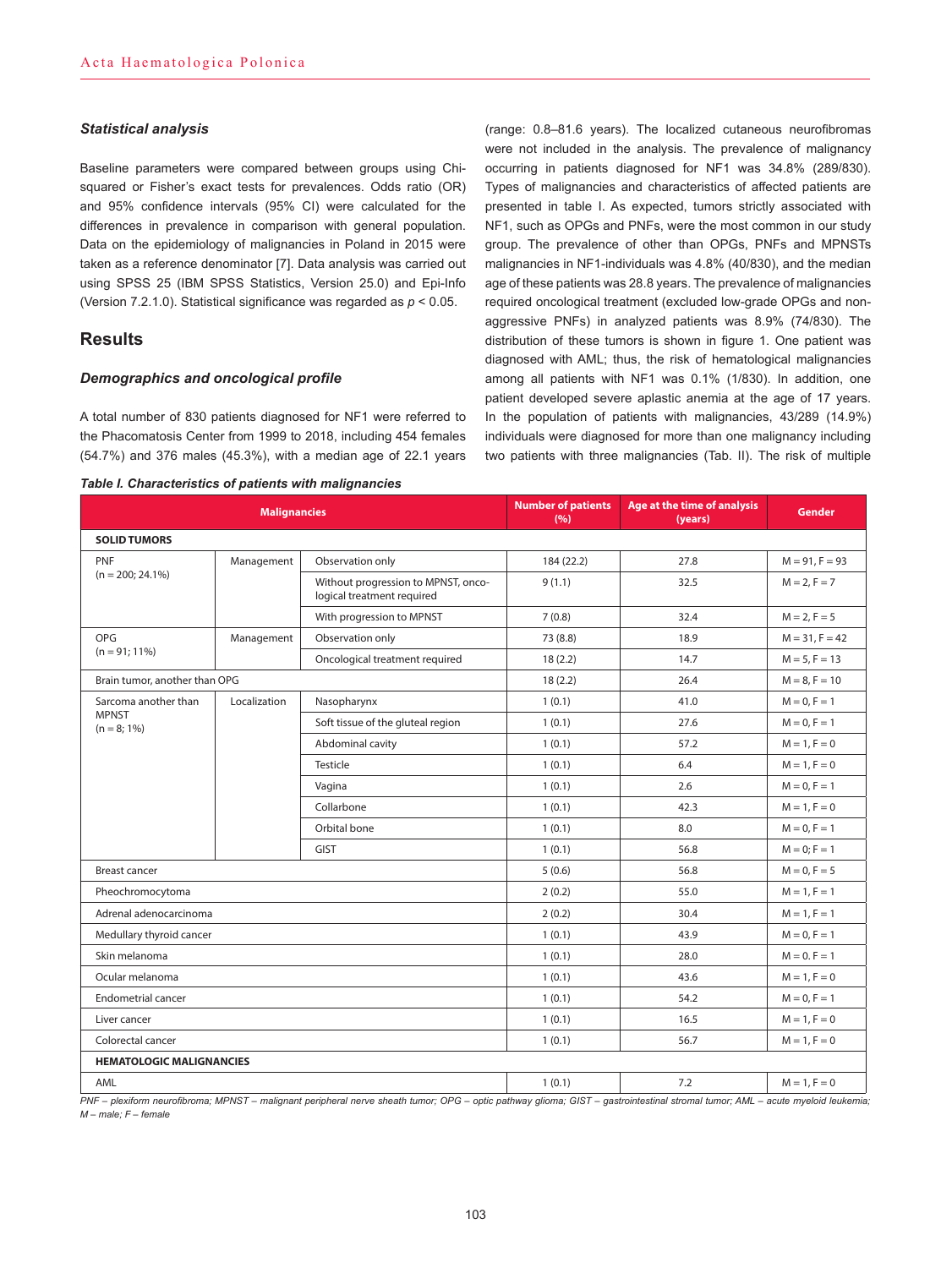### Statistical analysis

Baseline parameters were compared between groups using Chi-squared or Fisher's exact tests for prevalences. Odds ratio (OR) and 95% confidence intervals (95% CI) were calculated for the differences in prevalence in comparison with general population. Data on the epidemiology of malignancies in Poland in 2015 were taken as a reference denominator [7]. Data analysis was carried out using SPSS 25 (IBM SPSS Statistics, Version 25.0) and Epi-Info (Version 7.2.1.0). Statistical significance was regarded as $p < 0.05$.

## Results

### Demographics and oncological profile

A total number of 830 patients diagnosed for NF1 were referred to the Phacomatosis Center from 1999 to 2018, including 454 females (54.7%) and 376 males (45.3%), with a median age of 22.1 years (range: 0.8–81.6 years). The localized cutaneous neurofibromas were not included in the analysis. The prevalence of malignancy occurring in patients diagnosed for NF1 was 34.8% (289/830). Types of malignancies and characteristics of affected patients are presented in table I. As expected, tumors strictly associated with NF1, such as OPGs and PNFs, were the most common in our study group. The prevalence of other than OPGs, PNFs and MPNSTs malignancies in NF1-individuals was 4.8% (40/830), and the median age of these patients was 28.8 years. The prevalence of malignancies required oncological treatment (excluded low-grade OPGs and non-aggressive PNFs) in analyzed patients was 8.9% (74/830). The distribution of these tumors is shown in figure 1. One patient was diagnosed with AML; thus, the risk of hematological malignancies among all patients with NF1 was 0.1% (1/830). In addition, one patient developed severe aplastic anemia at the age of 17 years. In the population of patients with malignancies, 43/289 (14.9%) individuals were diagnosed for more than one malignancy including two patients with three malignancies (Tab. II). The risk of multiple

***Table I. Characteristics of patients with malignancies***

| Malignancies | | | Number of patients (%) | Age at the time of analysis (years) | Gender |
|---|---|---|---|---|---|
| **SOLID TUMORS** | | | | | |
| PNF (n = 200; 24.1%) | Management | Observation only | 184 (22.2) | 27.8 | M = 91, F = 93 |
| | | Without progression to MPNST, oncological treatment required | 9 (1.1) | 32.5 | M = 2, F = 7 |
| | | With progression to MPNST | 7 (0.8) | 32.4 | M = 2, F = 5 |
| OPG (n = 91; 11%) | Management | Observation only | 73 (8.8) | 18.9 | M = 31, F = 42 |
| | | Oncological treatment required | 18 (2.2) | 14.7 | M = 5, F = 13 |
| Brain tumor, another than OPG | | | 18 (2.2) | 26.4 | M = 8, F = 10 |
| Sarcoma another than MPNST (n = 8; 1%) | Localization | Nasopharynx | 1 (0.1) | 41.0 | M = 0, F = 1 |
| | | Soft tissue of the gluteal region | 1 (0.1) | 27.6 | M = 0, F = 1 |
| | | Abdominal cavity | 1 (0.1) | 57.2 | M = 1, F = 0 |
| | | Testicle | 1 (0.1) | 6.4 | M = 1, F = 0 |
| | | Vagina | 1 (0.1) | 2.6 | M = 0, F = 1 |
| | | Collarbone | 1 (0.1) | 42.3 | M = 1, F = 0 |
| | | Orbital bone | 1 (0.1) | 8.0 | M = 0, F = 1 |
| | | GIST | 1 (0.1) | 56.8 | M = 0; F = 1 |
| Breast cancer | | | 5 (0.6) | 56.8 | M = 0, F = 5 |
| Pheochromocytoma | | | 2 (0.2) | 55.0 | M = 1, F = 1 |
| Adrenal adenocarcinoma | | | 2 (0.2) | 30.4 | M = 1, F = 1 |
| Medullary thyroid cancer | | | 1 (0.1) | 43.9 | M = 0, F = 1 |
| Skin melanoma | | | 1 (0.1) | 28.0 | M = 0. F = 1 |
| Ocular melanoma | | | 1 (0.1) | 43.6 | M = 1, F = 0 |
| Endometrial cancer | | | 1 (0.1) | 54.2 | M = 0, F = 1 |
| Liver cancer | | | 1 (0.1) | 16.5 | M = 1, F = 0 |
| Colorectal cancer | | | 1 (0.1) | 56.7 | M = 1, F = 0 |
| **HEMATOLOGIC MALIGNANCIES** | | | | | |
| AML | | | 1 (0.1) | 7.2 | M = 1, F = 0 |

*PNF – plexiform neurofibroma; MPNST – malignant peripheral nerve sheath tumor; OPG – optic pathway glioma; GIST – gastrointestinal stromal tumor; AML – acute myeloid leukemia; M – male; F – female*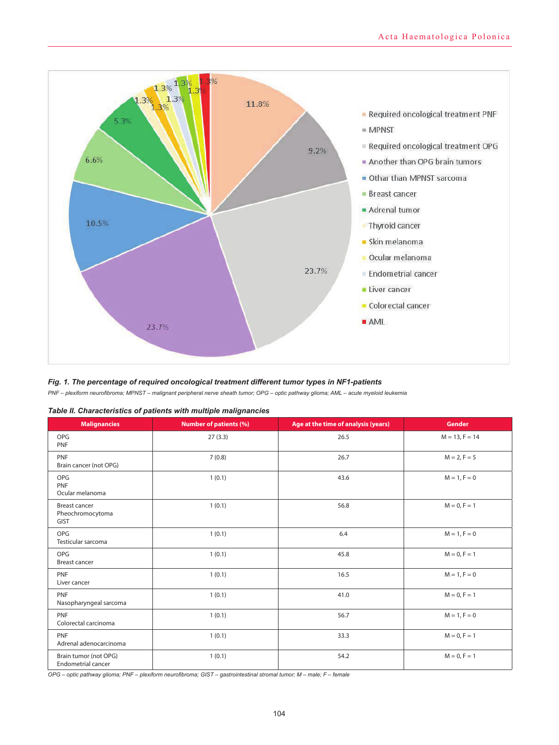**Fig. 1. The percentage of required oncological treatment different tumor types in NF1-patients**

*PNF – plexiform neurofibroma; MPNST – malignant peripheral nerve sheath tumor; OPG – optic pathway glioma; AML – acute myeloid leukemia*

**Table II. Characteristics of patients with multiple malignancies**

| Malignancies | Number of patients (%) | Age at the time of analysis (years) | Gender |
|---|---|---|---|
| OPG<br>PNF | 27 (3.3) | 26.5 | M = 13, F = 14 |
| PNF<br>Brain cancer (not OPG) | 7 (0.8) | 26.7 | M = 2, F = 5 |
| OPG<br>PNF<br>Ocular melanoma | 1 (0.1) | 43.6 | M = 1, F = 0 |
| Breast cancer<br>Pheochromocytoma<br>GIST | 1 (0.1) | 56.8 | M = 0, F = 1 |
| OPG<br>Testicular sarcoma | 1 (0.1) | 6.4 | M = 1, F = 0 |
| OPG<br>Breast cancer | 1 (0.1) | 45.8 | M = 0, F = 1 |
| PNF<br>Liver cancer | 1 (0.1) | 16.5 | M = 1, F = 0 |
| PNF<br>Nasopharyngeal sarcoma | 1 (0.1) | 41.0 | M = 0, F = 1 |
| PNF<br>Colorectal carcinoma | 1 (0.1) | 56.7 | M = 1, F = 0 |
| PNF<br>Adrenal adenocarcinoma | 1 (0.1) | 33.3 | M = 0, F = 1 |
| Brain tumor (not OPG)<br>Endometrial cancer | 1 (0.1) | 54.2 | M = 0, F = 1 |

*OPG – optic pathway glioma; PNF – plexiform neurofibroma; GIST – gastrointestinal stromal tumor; M – male; F – female*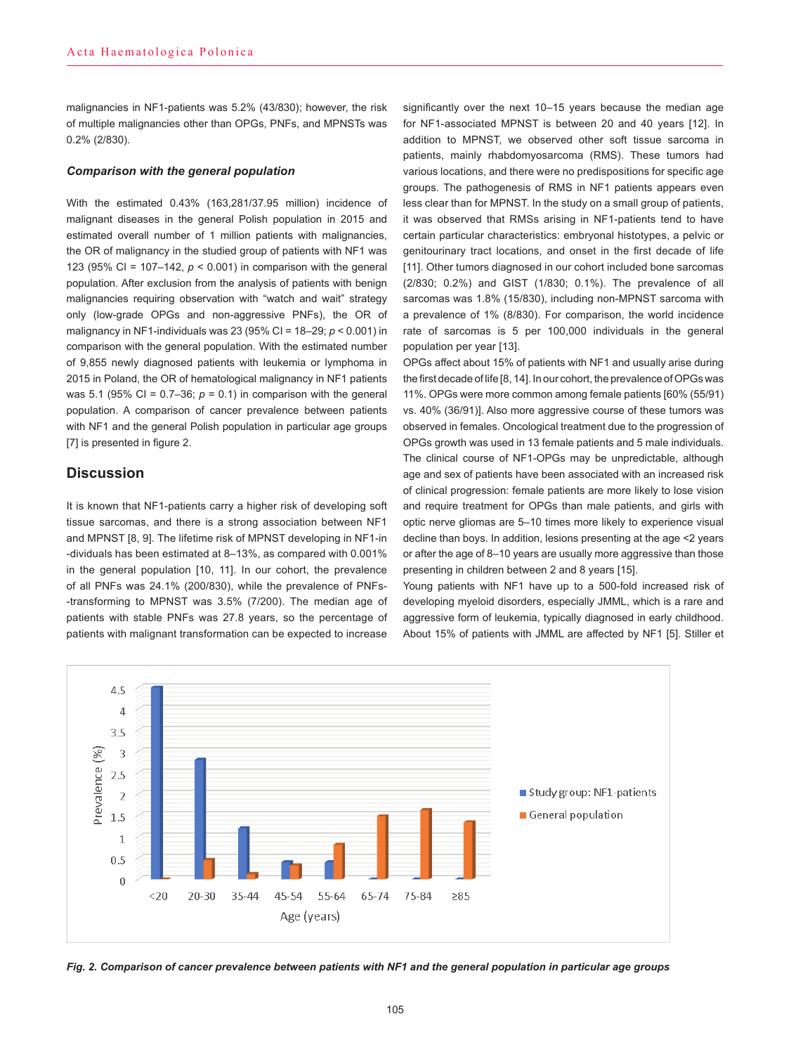malignancies in NF1-patients was 5.2% (43/830); however, the risk of multiple malignancies other than OPGs, PNFs, and MPNSTs was 0.2% (2/830).

### *Comparison with the general population*

With the estimated 0.43% (163,281/37.95 million) incidence of malignant diseases in the general Polish population in 2015 and estimated overall number of 1 million patients with malignancies, the OR of malignancy in the studied group of patients with NF1 was 123 (95% CI = 107–142, $p < 0.001$) in comparison with the general population. After exclusion from the analysis of patients with benign malignancies requiring observation with "watch and wait" strategy only (low-grade OPGs and non-aggressive PNFs), the OR of malignancy in NF1-individuals was 23 (95% CI = 18–29; $p < 0.001$) in comparison with the general population. With the estimated number of 9,855 newly diagnosed patients with leukemia or lymphoma in 2015 in Poland, the OR of hematological malignancy in NF1 patients was 5.1 (95% CI = 0.7–36; $p = 0.1$) in comparison with the general population. A comparison of cancer prevalence between patients with NF1 and the general Polish population in particular age groups [7] is presented in figure 2.

## Discussion

It is known that NF1-patients carry a higher risk of developing soft tissue sarcomas, and there is a strong association between NF1 and MPNST [8, 9]. The lifetime risk of MPNST developing in NF1-individuals has been estimated at 8–13%, as compared with 0.001% in the general population [10, 11]. In our cohort, the prevalence of all PNFs was 24.1% (200/830), while the prevalence of PNFs-transforming to MPNST was 3.5% (7/200). The median age of patients with stable PNFs was 27.8 years, so the percentage of patients with malignant transformation can be expected to increase significantly over the next 10–15 years because the median age for NF1-associated MPNST is between 20 and 40 years [12]. In addition to MPNST, we observed other soft tissue sarcoma in patients, mainly rhabdomyosarcoma (RMS). These tumors had various locations, and there were no predispositions for specific age groups. The pathogenesis of RMS in NF1 patients appears even less clear than for MPNST. In the study on a small group of patients, it was observed that RMSs arising in NF1-patients tend to have certain particular characteristics: embryonal histotypes, a pelvic or genitourinary tract locations, and onset in the first decade of life [11]. Other tumors diagnosed in our cohort included bone sarcomas (2/830; 0.2%) and GIST (1/830; 0.1%). The prevalence of all sarcomas was 1.8% (15/830), including non-MPNST sarcoma with a prevalence of 1% (8/830). For comparison, the world incidence rate of sarcomas is 5 per 100,000 individuals in the general population per year [13].

OPGs affect about 15% of patients with NF1 and usually arise during the first decade of life [8, 14]. In our cohort, the prevalence of OPGs was 11%. OPGs were more common among female patients [60% (55/91) vs. 40% (36/91)]. Also more aggressive course of these tumors was observed in females. Oncological treatment due to the progression of OPGs growth was used in 13 female patients and 5 male individuals. The clinical course of NF1-OPGs may be unpredictable, although age and sex of patients have been associated with an increased risk of clinical progression: female patients are more likely to lose vision and require treatment for OPGs than male patients, and girls with optic nerve gliomas are 5–10 times more likely to experience visual decline than boys. In addition, lesions presenting at the age <2 years or after the age of 8–10 years are usually more aggressive than those presenting in children between 2 and 8 years [15].

Young patients with NF1 have up to a 500-fold increased risk of developing myeloid disorders, especially JMML, which is a rare and aggressive form of leukemia, typically diagnosed in early childhood. About 15% of patients with JMML are affected by NF1 [5]. Stiller et

*Fig. 2. Comparison of cancer prevalence between patients with NF1 and the general population in particular age groups*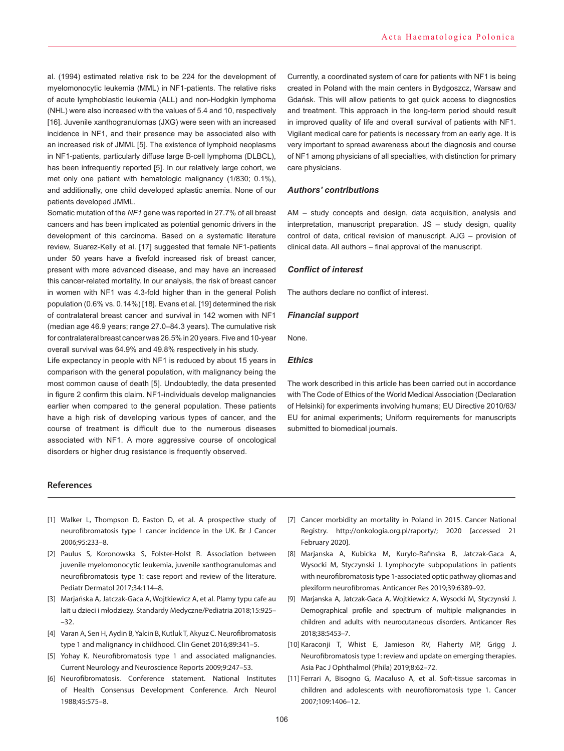al. (1994) estimated relative risk to be 224 for the development of myelomonocytic leukemia (MML) in NF1-patients. The relative risks of acute lymphoblastic leukemia (ALL) and non-Hodgkin lymphoma (NHL) were also increased with the values of 5.4 and 10, respectively [16]. Juvenile xanthogranulomas (JXG) were seen with an increased incidence in NF1, and their presence may be associated also with an increased risk of JMML [5]. The existence of lymphoid neoplasms in NF1-patients, particularly diffuse large B-cell lymphoma (DLBCL), has been infrequently reported [5]. In our relatively large cohort, we met only one patient with hematologic malignancy (1/830; 0.1%), and additionally, one child developed aplastic anemia. None of our patients developed JMML.

Somatic mutation of the *NF1* gene was reported in 27.7% of all breast cancers and has been implicated as potential genomic drivers in the development of this carcinoma. Based on a systematic literature review, Suarez-Kelly et al. [17] suggested that female NF1-patients under 50 years have a fivefold increased risk of breast cancer, present with more advanced disease, and may have an increased this cancer-related mortality. In our analysis, the risk of breast cancer in women with NF1 was 4.3-fold higher than in the general Polish population (0.6% vs. 0.14%) [18]. Evans et al. [19] determined the risk of contralateral breast cancer and survival in 142 women with NF1 (median age 46.9 years; range 27.0–84.3 years). The cumulative risk for contralateral breast cancer was 26.5% in 20 years. Five and 10-year overall survival was 64.9% and 49.8% respectively in his study.

Life expectancy in people with NF1 is reduced by about 15 years in comparison with the general population, with malignancy being the most common cause of death [5]. Undoubtedly, the data presented in figure 2 confirm this claim. NF1-individuals develop malignancies earlier when compared to the general population. These patients have a high risk of developing various types of cancer, and the course of treatment is difficult due to the numerous diseases associated with NF1. A more aggressive course of oncological disorders or higher drug resistance is frequently observed.

Currently, a coordinated system of care for patients with NF1 is being created in Poland with the main centers in Bydgoszcz, Warsaw and Gdańsk. This will allow patients to get quick access to diagnostics and treatment. This approach in the long-term period should result in improved quality of life and overall survival of patients with NF1. Vigilant medical care for patients is necessary from an early age. It is very important to spread awareness about the diagnosis and course of NF1 among physicians of all specialties, with distinction for primary care physicians.

### *Authors' contributions*

AM – study concepts and design, data acquisition, analysis and interpretation, manuscript preparation. JS – study design, quality control of data, critical revision of manuscript. AJG – provision of clinical data. All authors – final approval of the manuscript.

### *Conflict of interest*

The authors declare no conflict of interest.

### *Financial support*

None.

### *Ethics*

The work described in this article has been carried out in accordance with The Code of Ethics of the World Medical Association (Declaration of Helsinki) for experiments involving humans; EU Directive 2010/63/EU for animal experiments; Uniform requirements for manuscripts submitted to biomedical journals.

## References

[1] Walker L, Thompson D, Easton D, et al. A prospective study of neurofibromatosis type 1 cancer incidence in the UK. Br J Cancer 2006;95:233–8.

[2] Paulus S, Koronowska S, Folster-Holst R. Association between juvenile myelomonocytic leukemia, juvenile xanthogranulomas and neurofibromatosis type 1: case report and review of the literature. Pediatr Dermatol 2017;34:114–8.

[3] Marjańska A, Jatczak-Gaca A, Wojtkiewicz A, et al. Plamy typu cafe au lait u dzieci i młodzieży. Standardy Medyczne/Pediatria 2018;15:925––32.

[4] Varan A, Sen H, Aydin B, Yalcin B, Kutluk T, Akyuz C. Neurofibromatosis type 1 and malignancy in childhood. Clin Genet 2016;89:341–5.

[5] Yohay K. Neurofibromatosis type 1 and associated malignancies. Current Neurology and Neuroscience Reports 2009;9:247–53.

[6] Neurofibromatosis. Conference statement. National Institutes of Health Consensus Development Conference. Arch Neurol 1988;45:575–8.

[7] Cancer morbidity an mortality in Poland in 2015. Cancer National Registry. http://onkologia.org.pl/raporty/; 2020 [accessed 21 February 2020].

[8] Marjanska A, Kubicka M, Kurylo-Rafinska B, Jatczak-Gaca A, Wysocki M, Styczynski J. Lymphocyte subpopulations in patients with neurofibromatosis type 1-associated optic pathway gliomas and plexiform neurofibromas. Anticancer Res 2019;39:6389–92.

[9] Marjanska A, Jatczak-Gaca A, Wojtkiewicz A, Wysocki M, Styczynski J. Demographical profile and spectrum of multiple malignancies in children and adults with neurocutaneous disorders. Anticancer Res 2018;38:5453–7.

[10] Karaconji T, Whist E, Jamieson RV, Flaherty MP, Grigg J. Neurofibromatosis type 1: review and update on emerging therapies. Asia Pac J Ophthalmol (Phila) 2019;8:62–72.

[11] Ferrari A, Bisogno G, Macaluso A, et al. Soft-tissue sarcomas in children and adolescents with neurofibromatosis type 1. Cancer 2007;109:1406–12.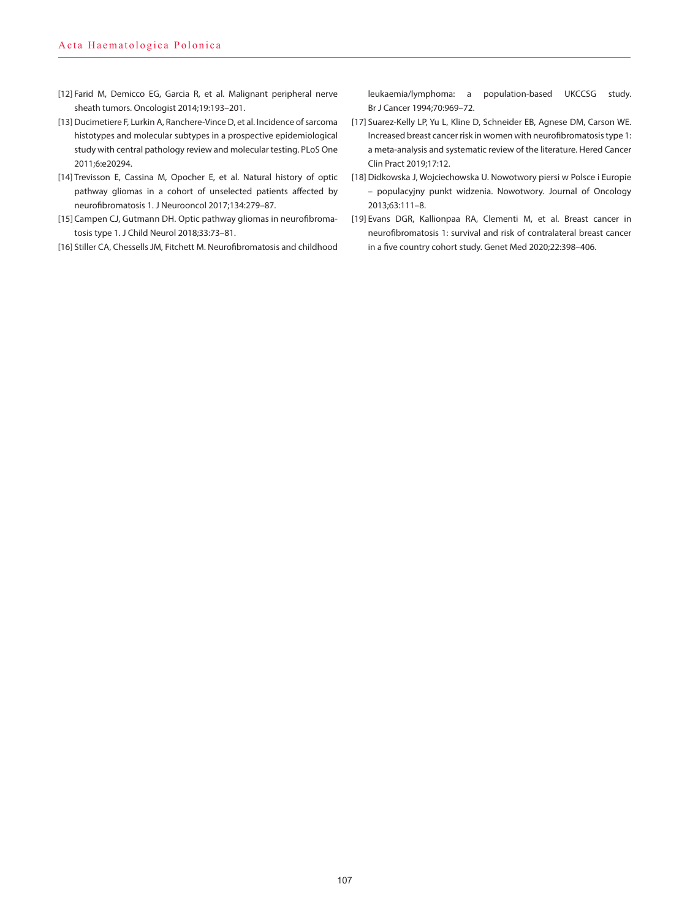[12] Farid M, Demicco EG, Garcia R, et al. Malignant peripheral nerve sheath tumors. Oncologist 2014;19:193–201.

[13] Ducimetiere F, Lurkin A, Ranchere-Vince D, et al. Incidence of sarcoma histotypes and molecular subtypes in a prospective epidemiological study with central pathology review and molecular testing. PLoS One 2011;6:e20294.

[14] Trevisson E, Cassina M, Opocher E, et al. Natural history of optic pathway gliomas in a cohort of unselected patients affected by neurofibromatosis 1. J Neurooncol 2017;134:279–87.

[15] Campen CJ, Gutmann DH. Optic pathway gliomas in neurofibromatosis type 1. J Child Neurol 2018;33:73–81.

[16] Stiller CA, Chessells JM, Fitchett M. Neurofibromatosis and childhood leukaemia/lymphoma: a population-based UKCCSG study. Br J Cancer 1994;70:969–72.

[17] Suarez-Kelly LP, Yu L, Kline D, Schneider EB, Agnese DM, Carson WE. Increased breast cancer risk in women with neurofibromatosis type 1: a meta-analysis and systematic review of the literature. Hered Cancer Clin Pract 2019;17:12.

[18] Didkowska J, Wojciechowska U. Nowotwory piersi w Polsce i Europie – populacyjny punkt widzenia. Nowotwory. Journal of Oncology 2013;63:111–8.

[19] Evans DGR, Kallionpaa RA, Clementi M, et al. Breast cancer in neurofibromatosis 1: survival and risk of contralateral breast cancer in a five country cohort study. Genet Med 2020;22:398–406.